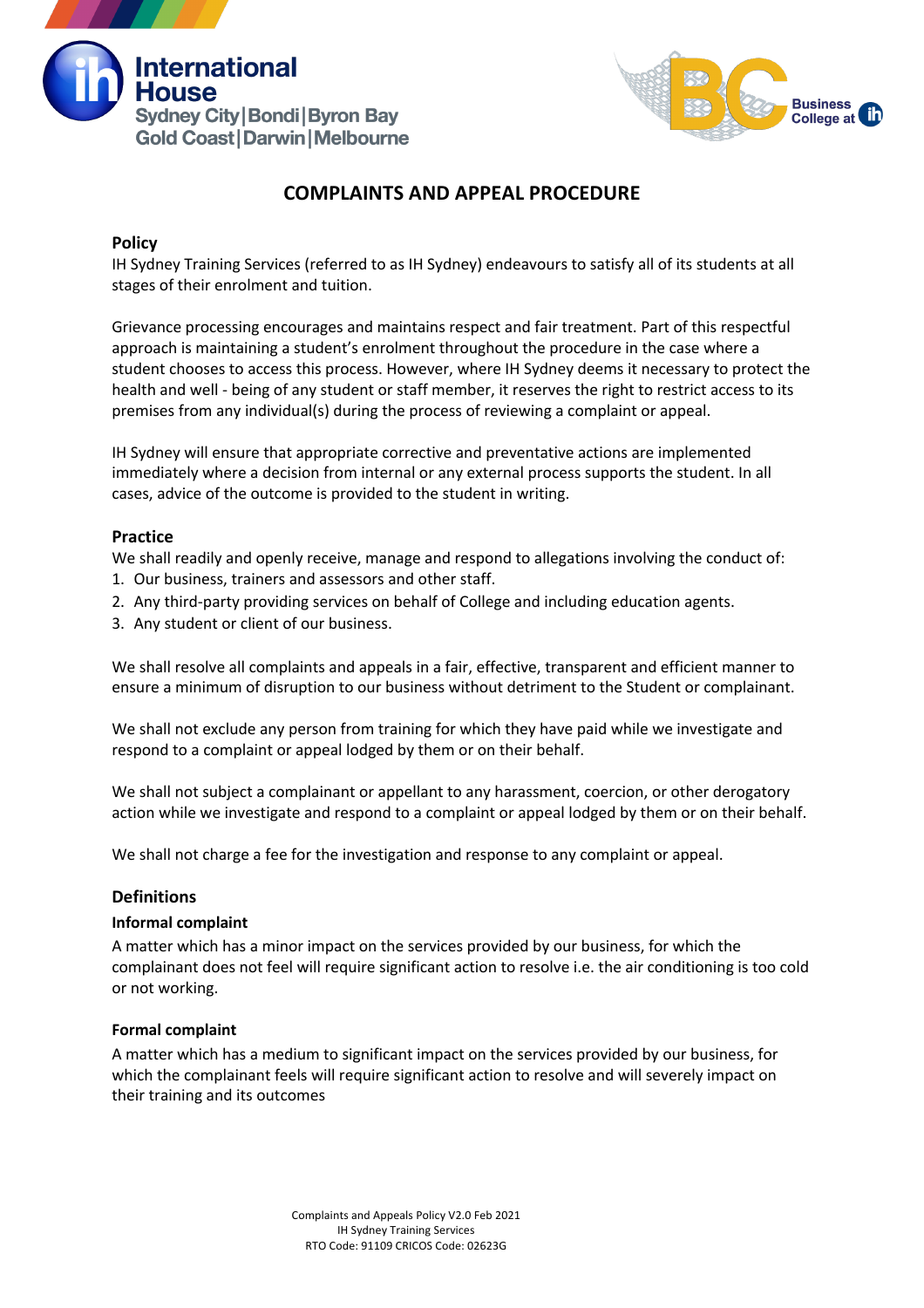# COMPLAINTS AND APPEAL PROCEDURE

## Policy

IH Sydney Training Services (referred to as IH Sydney) endeavours to satisfy all of its students at all stages of their enrolment and tuition.

Grievance processing encourages and maintains respect and fair treatment. Part of this respectful approach is maintaining a student's enrolment throughout the procedure in the case where a student chooses to access this process. However, where IH Sydney deems it necessary to protect the health and well - being of any student or staff member, it reserves the right to restrict access to its premises from any individual(s) during the process of reviewing a complaint or appeal.

IH Sydney will ensure that appropriate corrective and preventative actions are implemented immediately where a decision from internal or any external process supports the student. In all cases, advice of the outcome is provided to the student in writing.

## Practice

We shall readily and openly receive, manage and respond to allegations involving the conduct of:

1. Our business, trainers and assessors and other staff.
2. Any third-party providing services on behalf of College and including education agents.
3. Any student or client of our business.

We shall resolve all complaints and appeals in a fair, effective, transparent and efficient manner to ensure a minimum of disruption to our business without detriment to the Student or complainant.

We shall not exclude any person from training for which they have paid while we investigate and respond to a complaint or appeal lodged by them or on their behalf.

We shall not subject a complainant or appellant to any harassment, coercion, or other derogatory action while we investigate and respond to a complaint or appeal lodged by them or on their behalf.

We shall not charge a fee for the investigation and response to any complaint or appeal.

## Definitions

### Informal complaint

A matter which has a minor impact on the services provided by our business, for which the complainant does not feel will require significant action to resolve i.e. the air conditioning is too cold or not working.

### Formal complaint

A matter which has a medium to significant impact on the services provided by our business, for which the complainant feels will require significant action to resolve and will severely impact on their training and its outcomes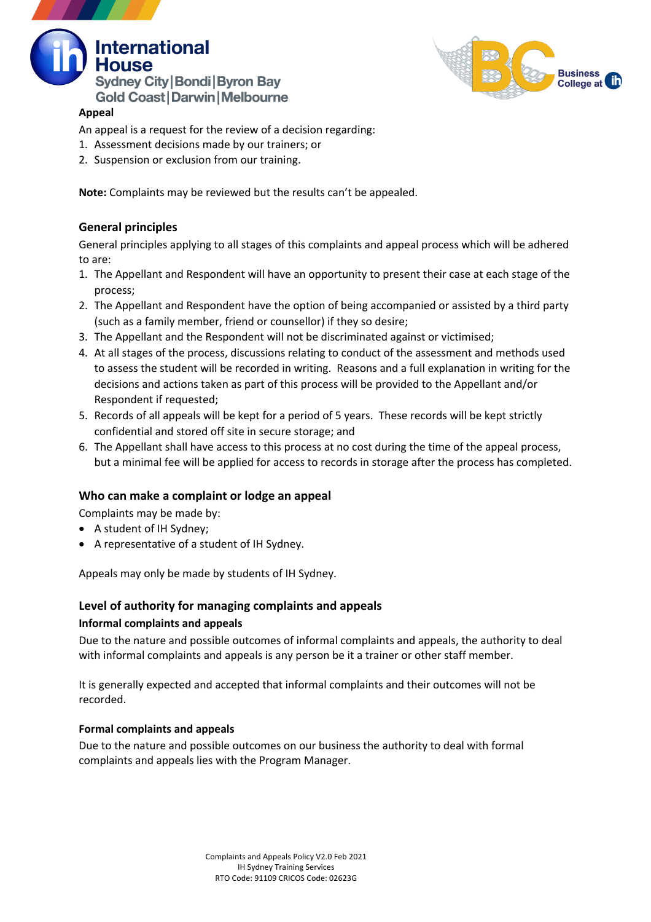### Appeal

An appeal is a request for the review of a decision regarding:

1. Assessment decisions made by our trainers; or
2. Suspension or exclusion from our training.

**Note:** Complaints may be reviewed but the results can't be appealed.

## General principles

General principles applying to all stages of this complaints and appeal process which will be adhered to are:

1. The Appellant and Respondent will have an opportunity to present their case at each stage of the process;
2. The Appellant and Respondent have the option of being accompanied or assisted by a third party (such as a family member, friend or counsellor) if they so desire;
3. The Appellant and the Respondent will not be discriminated against or victimised;
4. At all stages of the process, discussions relating to conduct of the assessment and methods used to assess the student will be recorded in writing. Reasons and a full explanation in writing for the decisions and actions taken as part of this process will be provided to the Appellant and/or Respondent if requested;
5. Records of all appeals will be kept for a period of 5 years. These records will be kept strictly confidential and stored off site in secure storage; and
6. The Appellant shall have access to this process at no cost during the time of the appeal process, but a minimal fee will be applied for access to records in storage after the process has completed.

## Who can make a complaint or lodge an appeal

Complaints may be made by:

- A student of IH Sydney;
- A representative of a student of IH Sydney.

Appeals may only be made by students of IH Sydney.

## Level of authority for managing complaints and appeals

### Informal complaints and appeals

Due to the nature and possible outcomes of informal complaints and appeals, the authority to deal with informal complaints and appeals is any person be it a trainer or other staff member.

It is generally expected and accepted that informal complaints and their outcomes will not be recorded.

### Formal complaints and appeals

Due to the nature and possible outcomes on our business the authority to deal with formal complaints and appeals lies with the Program Manager.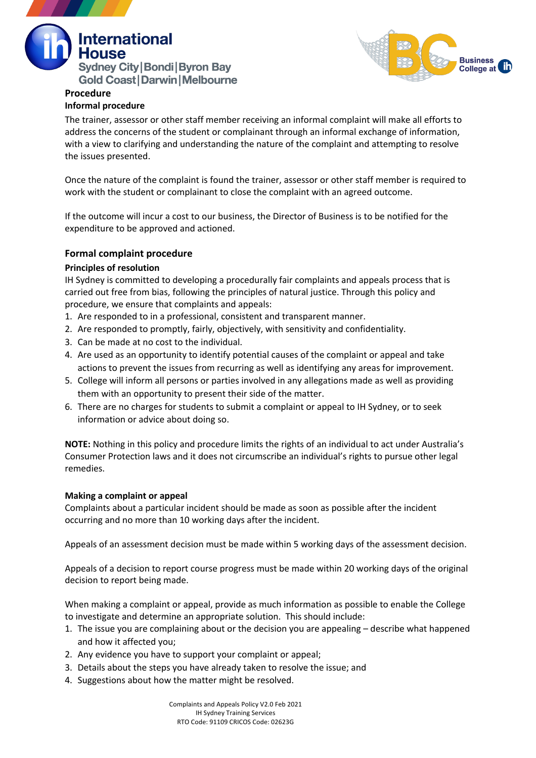**Procedure**

**Informal procedure**

The trainer, assessor or other staff member receiving an informal complaint will make all efforts to address the concerns of the student or complainant through an informal exchange of information, with a view to clarifying and understanding the nature of the complaint and attempting to resolve the issues presented.

Once the nature of the complaint is found the trainer, assessor or other staff member is required to work with the student or complainant to close the complaint with an agreed outcome.

If the outcome will incur a cost to our business, the Director of Business is to be notified for the expenditure to be approved and actioned.

## Formal complaint procedure

**Principles of resolution**

IH Sydney is committed to developing a procedurally fair complaints and appeals process that is carried out free from bias, following the principles of natural justice. Through this policy and procedure, we ensure that complaints and appeals:

1. Are responded to in a professional, consistent and transparent manner.
2. Are responded to promptly, fairly, objectively, with sensitivity and confidentiality.
3. Can be made at no cost to the individual.
4. Are used as an opportunity to identify potential causes of the complaint or appeal and take actions to prevent the issues from recurring as well as identifying any areas for improvement.
5. College will inform all persons or parties involved in any allegations made as well as providing them with an opportunity to present their side of the matter.
6. There are no charges for students to submit a complaint or appeal to IH Sydney, or to seek information or advice about doing so.

**NOTE:** Nothing in this policy and procedure limits the rights of an individual to act under Australia's Consumer Protection laws and it does not circumscribe an individual's rights to pursue other legal remedies.

**Making a complaint or appeal**

Complaints about a particular incident should be made as soon as possible after the incident occurring and no more than 10 working days after the incident.

Appeals of an assessment decision must be made within 5 working days of the assessment decision.

Appeals of a decision to report course progress must be made within 20 working days of the original decision to report being made.

When making a complaint or appeal, provide as much information as possible to enable the College to investigate and determine an appropriate solution. This should include:

1. The issue you are complaining about or the decision you are appealing – describe what happened and how it affected you;
2. Any evidence you have to support your complaint or appeal;
3. Details about the steps you have already taken to resolve the issue; and
4. Suggestions about how the matter might be resolved.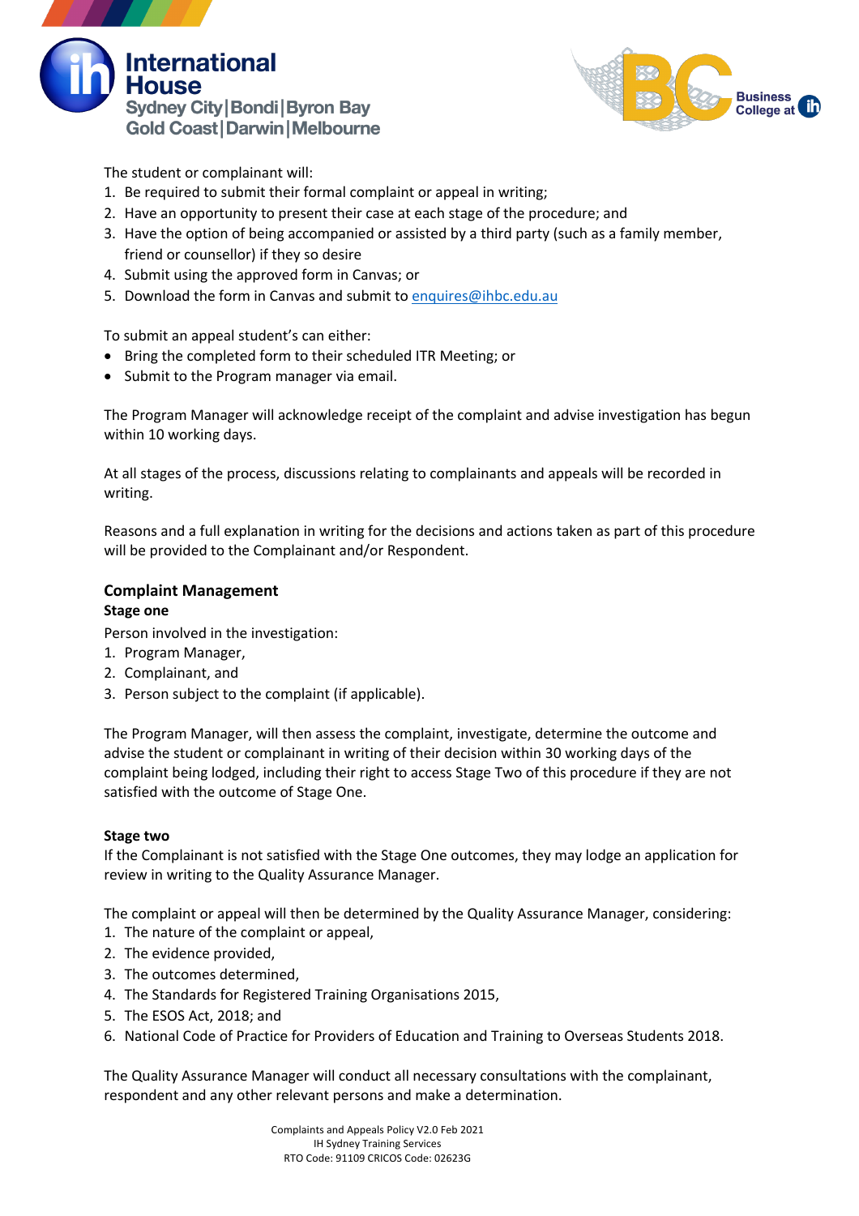The student or complainant will:

1. Be required to submit their formal complaint or appeal in writing;
2. Have an opportunity to present their case at each stage of the procedure; and
3. Have the option of being accompanied or assisted by a third party (such as a family member, friend or counsellor) if they so desire
4. Submit using the approved form in Canvas; or
5. Download the form in Canvas and submit to enquires@ihbc.edu.au

To submit an appeal student's can either:

- Bring the completed form to their scheduled ITR Meeting; or
- Submit to the Program manager via email.

The Program Manager will acknowledge receipt of the complaint and advise investigation has begun within 10 working days.

At all stages of the process, discussions relating to complainants and appeals will be recorded in writing.

Reasons and a full explanation in writing for the decisions and actions taken as part of this procedure will be provided to the Complainant and/or Respondent.

## Complaint Management

### Stage one

Person involved in the investigation:

1. Program Manager,
2. Complainant, and
3. Person subject to the complaint (if applicable).

The Program Manager, will then assess the complaint, investigate, determine the outcome and advise the student or complainant in writing of their decision within 30 working days of the complaint being lodged, including their right to access Stage Two of this procedure if they are not satisfied with the outcome of Stage One.

### Stage two

If the Complainant is not satisfied with the Stage One outcomes, they may lodge an application for review in writing to the Quality Assurance Manager.

The complaint or appeal will then be determined by the Quality Assurance Manager, considering:

1. The nature of the complaint or appeal,
2. The evidence provided,
3. The outcomes determined,
4. The Standards for Registered Training Organisations 2015,
5. The ESOS Act, 2018; and
6. National Code of Practice for Providers of Education and Training to Overseas Students 2018.

The Quality Assurance Manager will conduct all necessary consultations with the complainant, respondent and any other relevant persons and make a determination.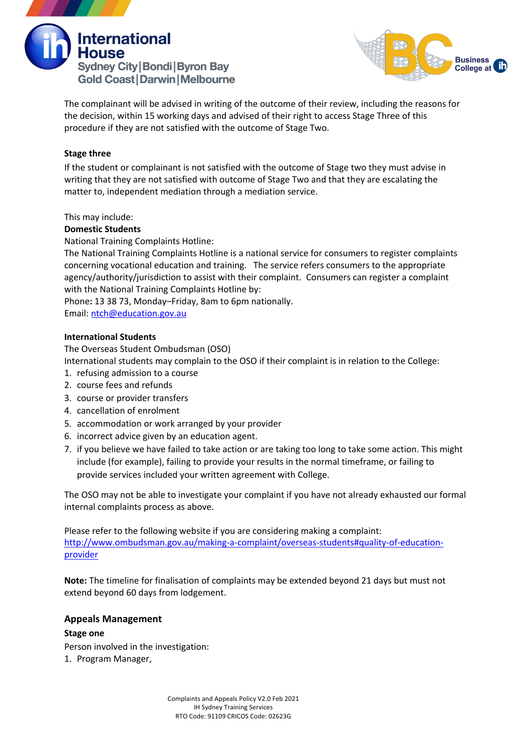The complainant will be advised in writing of the outcome of their review, including the reasons for the decision, within 15 working days and advised of their right to access Stage Three of this procedure if they are not satisfied with the outcome of Stage Two.

**Stage three**

If the student or complainant is not satisfied with the outcome of Stage two they must advise in writing that they are not satisfied with outcome of Stage Two and that they are escalating the matter to, independent mediation through a mediation service.

This may include:

**Domestic Students**

National Training Complaints Hotline:

The National Training Complaints Hotline is a national service for consumers to register complaints concerning vocational education and training. The service refers consumers to the appropriate agency/authority/jurisdiction to assist with their complaint. Consumers can register a complaint with the National Training Complaints Hotline by:

Phone**:** 13 38 73, Monday–Friday, 8am to 6pm nationally.

Email: [ntch@education.gov.au](mailto:ntch@education.gov.au)

**International Students**

The Overseas Student Ombudsman (OSO)

International students may complain to the OSO if their complaint is in relation to the College:

1. refusing admission to a course
2. course fees and refunds
3. course or provider transfers
4. cancellation of enrolment
5. accommodation or work arranged by your provider
6. incorrect advice given by an education agent.
7. if you believe we have failed to take action or are taking too long to take some action. This might include (for example), failing to provide your results in the normal timeframe, or failing to provide services included your written agreement with College.

The OSO may not be able to investigate your complaint if you have not already exhausted our formal internal complaints process as above.

Please refer to the following website if you are considering making a complaint:
[http://www.ombudsman.gov.au/making-a-complaint/overseas-students#quality-of-education-provider](http://www.ombudsman.gov.au/making-a-complaint/overseas-students#quality-of-education-provider)

**Note:** The timeline for finalisation of complaints may be extended beyond 21 days but must not extend beyond 60 days from lodgement.

## Appeals Management

**Stage one**

Person involved in the investigation:

1. Program Manager,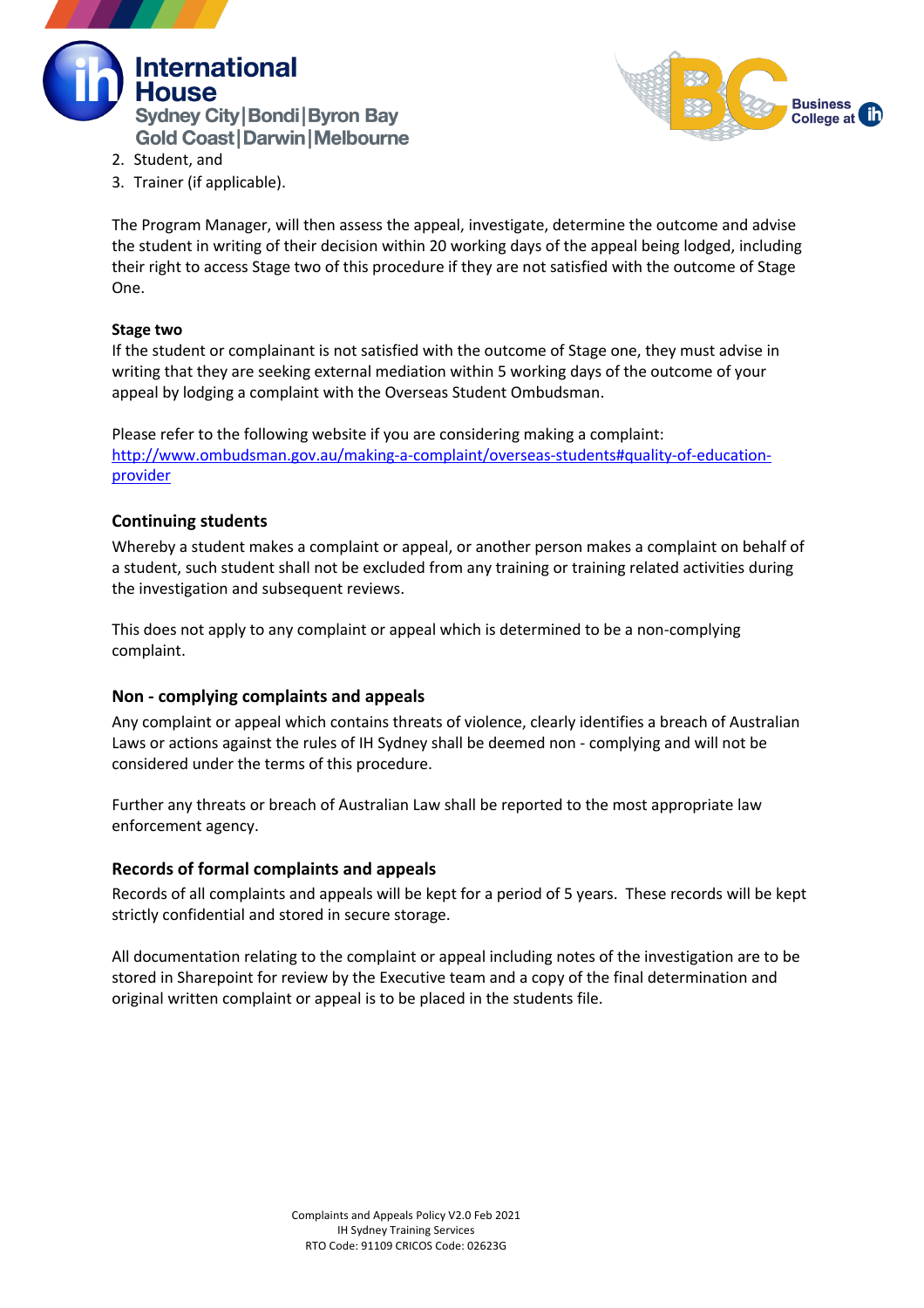2. Student, and
3. Trainer (if applicable).

The Program Manager, will then assess the appeal, investigate, determine the outcome and advise the student in writing of their decision within 20 working days of the appeal being lodged, including their right to access Stage two of this procedure if they are not satisfied with the outcome of Stage One.

**Stage two**

If the student or complainant is not satisfied with the outcome of Stage one, they must advise in writing that they are seeking external mediation within 5 working days of the outcome of your appeal by lodging a complaint with the Overseas Student Ombudsman.

Please refer to the following website if you are considering making a complaint:
[http://www.ombudsman.gov.au/making-a-complaint/overseas-students#quality-of-education-provider](http://www.ombudsman.gov.au/making-a-complaint/overseas-students#quality-of-education-provider)

### Continuing students

Whereby a student makes a complaint or appeal, or another person makes a complaint on behalf of a student, such student shall not be excluded from any training or training related activities during the investigation and subsequent reviews.

This does not apply to any complaint or appeal which is determined to be a non-complying complaint.

### Non - complying complaints and appeals

Any complaint or appeal which contains threats of violence, clearly identifies a breach of Australian Laws or actions against the rules of IH Sydney shall be deemed non - complying and will not be considered under the terms of this procedure.

Further any threats or breach of Australian Law shall be reported to the most appropriate law enforcement agency.

### Records of formal complaints and appeals

Records of all complaints and appeals will be kept for a period of 5 years. These records will be kept strictly confidential and stored in secure storage.

All documentation relating to the complaint or appeal including notes of the investigation are to be stored in Sharepoint for review by the Executive team and a copy of the final determination and original written complaint or appeal is to be placed in the students file.